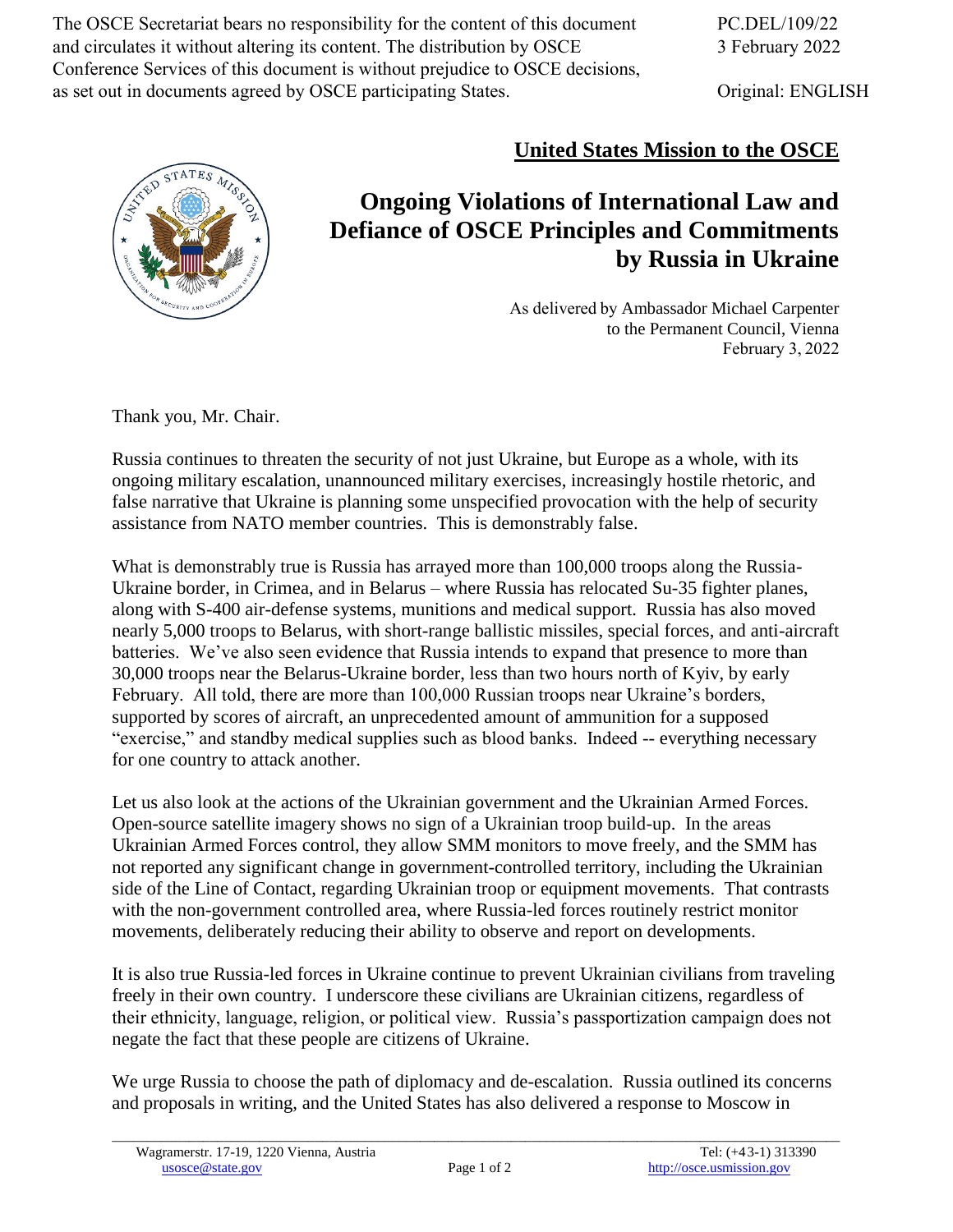The OSCE Secretariat bears no responsibility for the content of this document and circulates it without altering its content. The distribution by OSCE Conference Services of this document is without prejudice to OSCE decisions, as set out in documents agreed by OSCE participating States.

PC.DEL/109/22
3 February 2022

Original: ENGLISH

**United States Mission to the OSCE**

# Ongoing Violations of International Law and Defiance of OSCE Principles and Commitments by Russia in Ukraine

As delivered by Ambassador Michael Carpenter
to the Permanent Council, Vienna
February 3, 2022

Thank you, Mr. Chair.

Russia continues to threaten the security of not just Ukraine, but Europe as a whole, with its ongoing military escalation, unannounced military exercises, increasingly hostile rhetoric, and false narrative that Ukraine is planning some unspecified provocation with the help of security assistance from NATO member countries. This is demonstrably false.

What is demonstrably true is Russia has arrayed more than 100,000 troops along the Russia-Ukraine border, in Crimea, and in Belarus – where Russia has relocated Su-35 fighter planes, along with S-400 air-defense systems, munitions and medical support. Russia has also moved nearly 5,000 troops to Belarus, with short-range ballistic missiles, special forces, and anti-aircraft batteries. We've also seen evidence that Russia intends to expand that presence to more than 30,000 troops near the Belarus-Ukraine border, less than two hours north of Kyiv, by early February. All told, there are more than 100,000 Russian troops near Ukraine's borders, supported by scores of aircraft, an unprecedented amount of ammunition for a supposed "exercise," and standby medical supplies such as blood banks. Indeed -- everything necessary for one country to attack another.

Let us also look at the actions of the Ukrainian government and the Ukrainian Armed Forces. Open-source satellite imagery shows no sign of a Ukrainian troop build-up. In the areas Ukrainian Armed Forces control, they allow SMM monitors to move freely, and the SMM has not reported any significant change in government-controlled territory, including the Ukrainian side of the Line of Contact, regarding Ukrainian troop or equipment movements. That contrasts with the non-government controlled area, where Russia-led forces routinely restrict monitor movements, deliberately reducing their ability to observe and report on developments.

It is also true Russia-led forces in Ukraine continue to prevent Ukrainian civilians from traveling freely in their own country. I underscore these civilians are Ukrainian citizens, regardless of their ethnicity, language, religion, or political view. Russia's passportization campaign does not negate the fact that these people are citizens of Ukraine.

We urge Russia to choose the path of diplomacy and de-escalation. Russia outlined its concerns and proposals in writing, and the United States has also delivered a response to Moscow in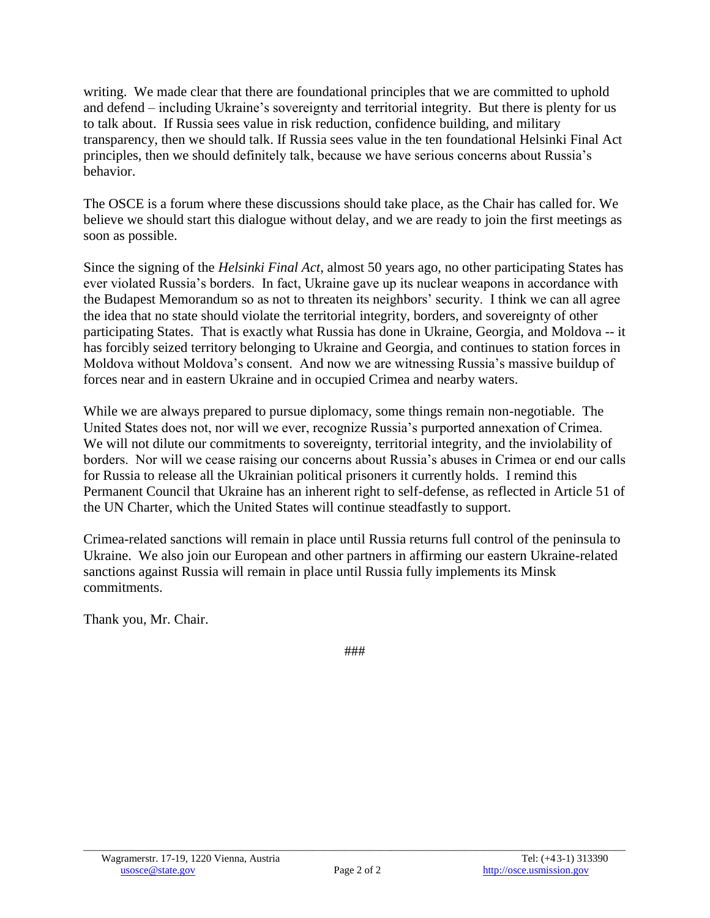writing. We made clear that there are foundational principles that we are committed to uphold and defend – including Ukraine's sovereignty and territorial integrity. But there is plenty for us to talk about. If Russia sees value in risk reduction, confidence building, and military transparency, then we should talk. If Russia sees value in the ten foundational Helsinki Final Act principles, then we should definitely talk, because we have serious concerns about Russia's behavior.

The OSCE is a forum where these discussions should take place, as the Chair has called for. We believe we should start this dialogue without delay, and we are ready to join the first meetings as soon as possible.

Since the signing of the *Helsinki Final Act*, almost 50 years ago, no other participating States has ever violated Russia's borders. In fact, Ukraine gave up its nuclear weapons in accordance with the Budapest Memorandum so as not to threaten its neighbors' security. I think we can all agree the idea that no state should violate the territorial integrity, borders, and sovereignty of other participating States. That is exactly what Russia has done in Ukraine, Georgia, and Moldova -- it has forcibly seized territory belonging to Ukraine and Georgia, and continues to station forces in Moldova without Moldova's consent. And now we are witnessing Russia's massive buildup of forces near and in eastern Ukraine and in occupied Crimea and nearby waters.

While we are always prepared to pursue diplomacy, some things remain non-negotiable. The United States does not, nor will we ever, recognize Russia's purported annexation of Crimea. We will not dilute our commitments to sovereignty, territorial integrity, and the inviolability of borders. Nor will we cease raising our concerns about Russia's abuses in Crimea or end our calls for Russia to release all the Ukrainian political prisoners it currently holds. I remind this Permanent Council that Ukraine has an inherent right to self-defense, as reflected in Article 51 of the UN Charter, which the United States will continue steadfastly to support.

Crimea-related sanctions will remain in place until Russia returns full control of the peninsula to Ukraine. We also join our European and other partners in affirming our eastern Ukraine-related sanctions against Russia will remain in place until Russia fully implements its Minsk commitments.

Thank you, Mr. Chair.

###